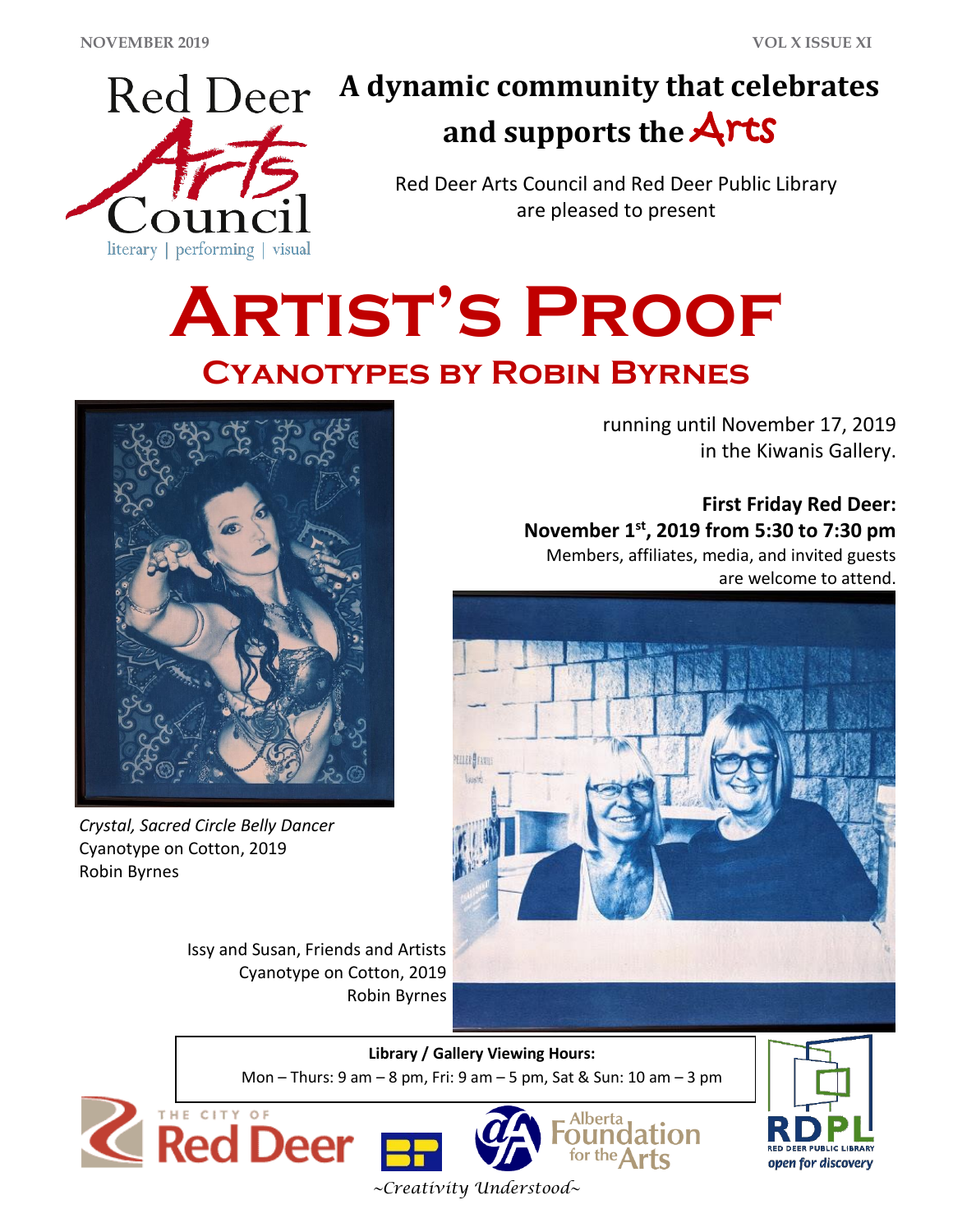# A dynamic community that celebrates and supports the Arts

Red Deer Arts Council and Red Deer Public Library are pleased to present

# ARTIST'S PROOF

## CYANOTYPES BY ROBIN BYRNES

running until November 17, 2019 in the Kiwanis Gallery.

**First Friday Red Deer: November 1st, 2019 from 5:30 to 7:30 pm**

Members, affiliates, media, and invited guests are welcome to attend.

*Crystal, Sacred Circle Belly Dancer*
Cyanotype on Cotton, 2019
Robin Byrnes

Issy and Susan, Friends and Artists
Cyanotype on Cotton, 2019
Robin Byrnes

**Library / Gallery Viewing Hours:**
Mon – Thurs: 9 am – 8 pm, Fri: 9 am – 5 pm, Sat & Sun: 10 am – 3 pm

*~Creativity Understood~*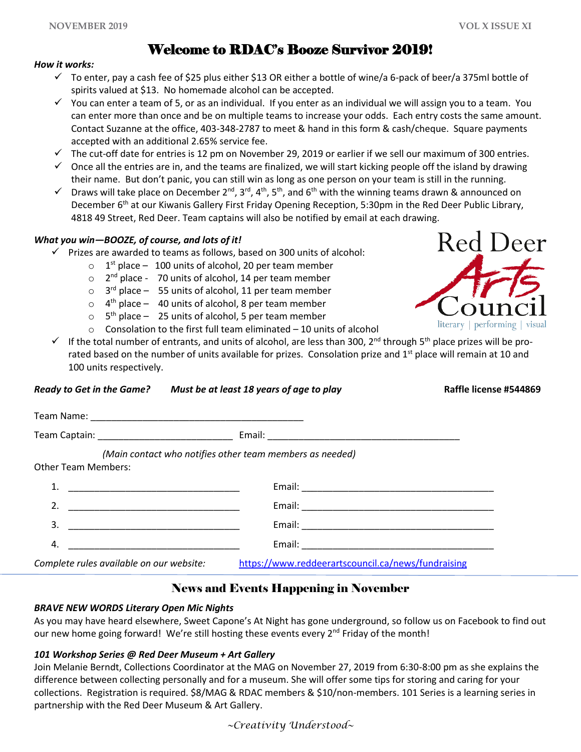# Welcome to RDAC's Booze Survivor 2019!

***How it works:***

- ✓ To enter, pay a cash fee of $25 plus either $13 OR either a bottle of wine/a 6-pack of beer/a 375ml bottle of spirits valued at $13. No homemade alcohol can be accepted.
- ✓ You can enter a team of 5, or as an individual. If you enter as an individual we will assign you to a team. You can enter more than once and be on multiple teams to increase your odds. Each entry costs the same amount. Contact Suzanne at the office, 403-348-2787 to meet & hand in this form & cash/cheque. Square payments accepted with an additional 2.65% service fee.
- ✓ The cut-off date for entries is 12 pm on November 29, 2019 or earlier if we sell our maximum of 300 entries.
- ✓ Once all the entries are in, and the teams are finalized, we will start kicking people off the island by drawing their name. But don't panic, you can still win as long as one person on your team is still in the running.
- ✓ Draws will take place on December 2nd, 3rd, 4th, 5th, and 6th with the winning teams drawn & announced on December 6th at our Kiwanis Gallery First Friday Opening Reception, 5:30pm in the Red Deer Public Library, 4818 49 Street, Red Deer. Team captains will also be notified by email at each drawing.

***What you win—BOOZE, of course, and lots of it!***

- ✓ Prizes are awarded to teams as follows, based on 300 units of alcohol:
  - 1st place – 100 units of alcohol, 20 per team member
  - 2nd place - 70 units of alcohol, 14 per team member
  - 3rd place – 55 units of alcohol, 11 per team member
  - 4th place – 40 units of alcohol, 8 per team member
  - 5th place – 25 units of alcohol, 5 per team member
  - Consolation to the first full team eliminated – 10 units of alcohol
- ✓ If the total number of entrants, and units of alcohol, are less than 300, 2nd through 5th place prizes will be pro-rated based on the number of units available for prizes. Consolation prize and 1st place will remain at 10 and 100 units respectively.

Red Deer Arts Council
literary | performing | visual

***Ready to Get in the Game?*** ***Must be at least 18 years of age to play*** **Raffle license #544869**

Team Name: ________________________________________

Team Captain: ________________________ Email: ____________________________________

*(Main contact who notifies other team members as needed)*

Other Team Members:

1. ________________________________ Email: ____________________________________
2. ________________________________ Email: ____________________________________
3. ________________________________ Email: ____________________________________
4. ________________________________ Email: ____________________________________

*Complete rules available on our website:* https://www.reddeerartscouncil.ca/news/fundraising

## News and Events Happening in November

***BRAVE NEW WORDS Literary Open Mic Nights***

As you may have heard elsewhere, Sweet Capone's At Night has gone underground, so follow us on Facebook to find out our new home going forward! We're still hosting these events every 2nd Friday of the month!

***101 Workshop Series @ Red Deer Museum + Art Gallery***

Join Melanie Berndt, Collections Coordinator at the MAG on November 27, 2019 from 6:30-8:00 pm as she explains the difference between collecting personally and for a museum. She will offer some tips for storing and caring for your collections. Registration is required. $8/MAG & RDAC members & $10/non-members. 101 Series is a learning series in partnership with the Red Deer Museum & Art Gallery.

*~Creativity Understood~*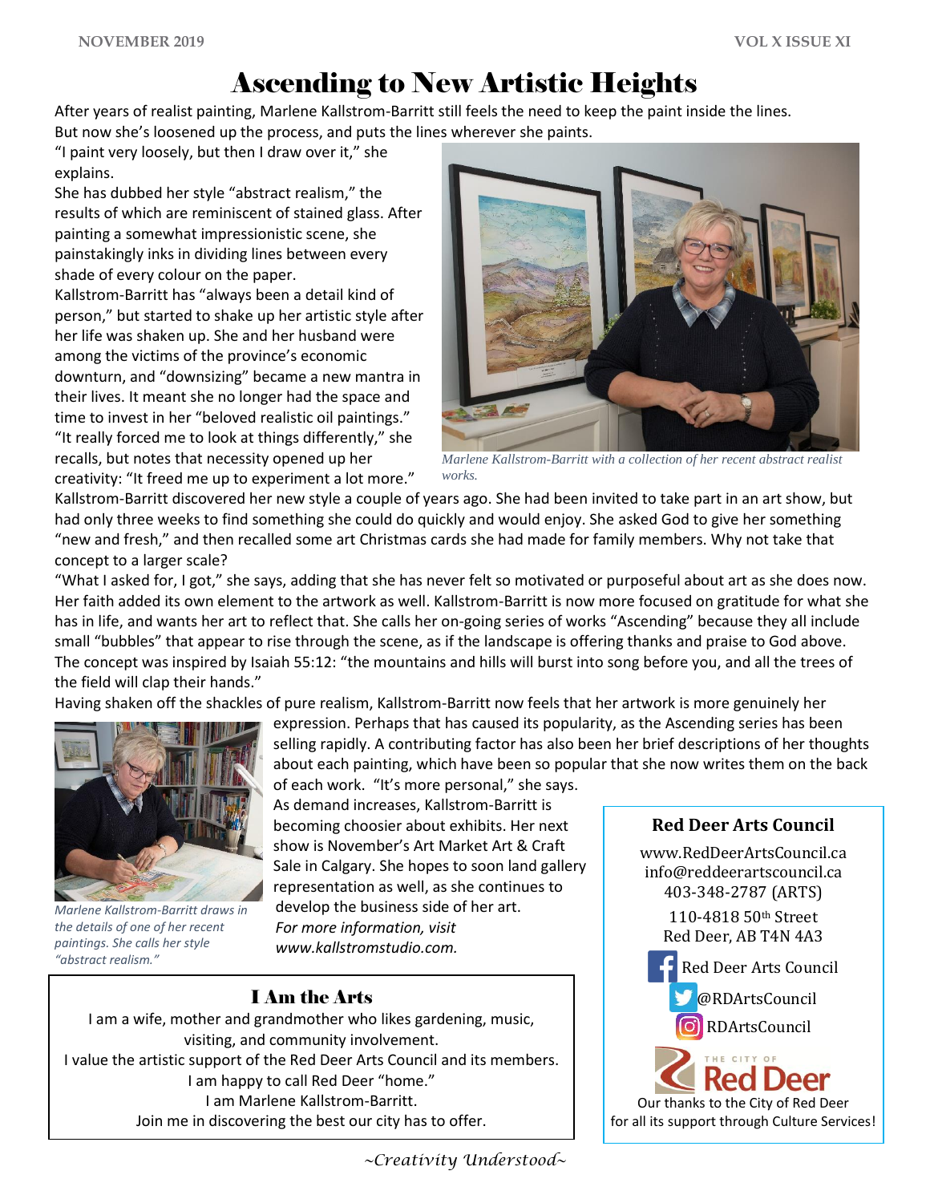# Ascending to New Artistic Heights

After years of realist painting, Marlene Kallstrom-Barritt still feels the need to keep the paint inside the lines. But now she's loosened up the process, and puts the lines wherever she paints.

"I paint very loosely, but then I draw over it," she explains.

She has dubbed her style "abstract realism," the results of which are reminiscent of stained glass. After painting a somewhat impressionistic scene, she painstakingly inks in dividing lines between every shade of every colour on the paper.

Kallstrom-Barritt has "always been a detail kind of person," but started to shake up her artistic style after her life was shaken up. She and her husband were among the victims of the province's economic downturn, and "downsizing" became a new mantra in their lives. It meant she no longer had the space and time to invest in her "beloved realistic oil paintings."

"It really forced me to look at things differently," she recalls, but notes that necessity opened up her creativity: "It freed me up to experiment a lot more."

*Marlene Kallstrom-Barritt with a collection of her recent abstract realist works.*

Kallstrom-Barritt discovered her new style a couple of years ago. She had been invited to take part in an art show, but had only three weeks to find something she could do quickly and would enjoy. She asked God to give her something "new and fresh," and then recalled some art Christmas cards she had made for family members. Why not take that concept to a larger scale?

"What I asked for, I got," she says, adding that she has never felt so motivated or purposeful about art as she does now. Her faith added its own element to the artwork as well. Kallstrom-Barritt is now more focused on gratitude for what she has in life, and wants her art to reflect that. She calls her on-going series of works "Ascending" because they all include small "bubbles" that appear to rise through the scene, as if the landscape is offering thanks and praise to God above. The concept was inspired by Isaiah 55:12: "the mountains and hills will burst into song before you, and all the trees of the field will clap their hands."

Having shaken off the shackles of pure realism, Kallstrom-Barritt now feels that her artwork is more genuinely her expression. Perhaps that has caused its popularity, as the Ascending series has been selling rapidly. A contributing factor has also been her brief descriptions of her thoughts about each painting, which have been so popular that she now writes them on the back of each work. "It's more personal," she says.

As demand increases, Kallstrom-Barritt is becoming choosier about exhibits. Her next show is November's Art Market Art & Craft Sale in Calgary. She hopes to soon land gallery representation as well, as she continues to develop the business side of her art.

*For more information, visit www.kallstromstudio.com.*

*Marlene Kallstrom-Barritt draws in the details of one of her recent paintings. She calls her style "abstract realism."*

## I Am the Arts

I am a wife, mother and grandmother who likes gardening, music, visiting, and community involvement.
I value the artistic support of the Red Deer Arts Council and its members.
I am happy to call Red Deer "home."
I am Marlene Kallstrom-Barritt.
Join me in discovering the best our city has to offer.

## Red Deer Arts Council

www.RedDeerArtsCouncil.ca
info@reddeerartscouncil.ca
403-348-2787 (ARTS)
110-4818 50th Street
Red Deer, AB T4N 4A3

Red Deer Arts Council
@RDArtsCouncil
RDArtsCouncil

The City of Red Deer

Our thanks to the City of Red Deer for all its support through Culture Services!

~Creativity Understood~